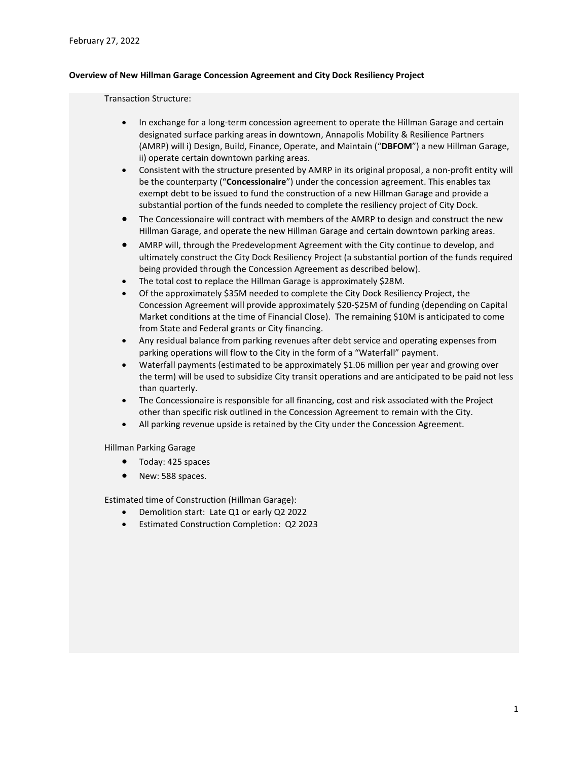February 27, 2022

**Overview of New Hillman Garage Concession Agreement and City Dock Resiliency Project**

Transaction Structure:

- In exchange for a long-term concession agreement to operate the Hillman Garage and certain designated surface parking areas in downtown, Annapolis Mobility & Resilience Partners (AMRP) will i) Design, Build, Finance, Operate, and Maintain ("**DBFOM**") a new Hillman Garage, ii) operate certain downtown parking areas.
- Consistent with the structure presented by AMRP in its original proposal, a non-profit entity will be the counterparty ("**Concessionaire**") under the concession agreement. This enables tax exempt debt to be issued to fund the construction of a new Hillman Garage and provide a substantial portion of the funds needed to complete the resiliency project of City Dock.
- The Concessionaire will contract with members of the AMRP to design and construct the new Hillman Garage, and operate the new Hillman Garage and certain downtown parking areas.
- AMRP will, through the Predevelopment Agreement with the City continue to develop, and ultimately construct the City Dock Resiliency Project (a substantial portion of the funds required being provided through the Concession Agreement as described below).
- The total cost to replace the Hillman Garage is approximately $28M.
- Of the approximately $35M needed to complete the City Dock Resiliency Project, the Concession Agreement will provide approximately $20-$25M of funding (depending on Capital Market conditions at the time of Financial Close). The remaining $10M is anticipated to come from State and Federal grants or City financing.
- Any residual balance from parking revenues after debt service and operating expenses from parking operations will flow to the City in the form of a "Waterfall" payment.
- Waterfall payments (estimated to be approximately $1.06 million per year and growing over the term) will be used to subsidize City transit operations and are anticipated to be paid not less than quarterly.
- The Concessionaire is responsible for all financing, cost and risk associated with the Project other than specific risk outlined in the Concession Agreement to remain with the City.
- All parking revenue upside is retained by the City under the Concession Agreement.

Hillman Parking Garage

- Today: 425 spaces
- New: 588 spaces.

Estimated time of Construction (Hillman Garage):

- Demolition start: Late Q1 or early Q2 2022
- Estimated Construction Completion: Q2 2023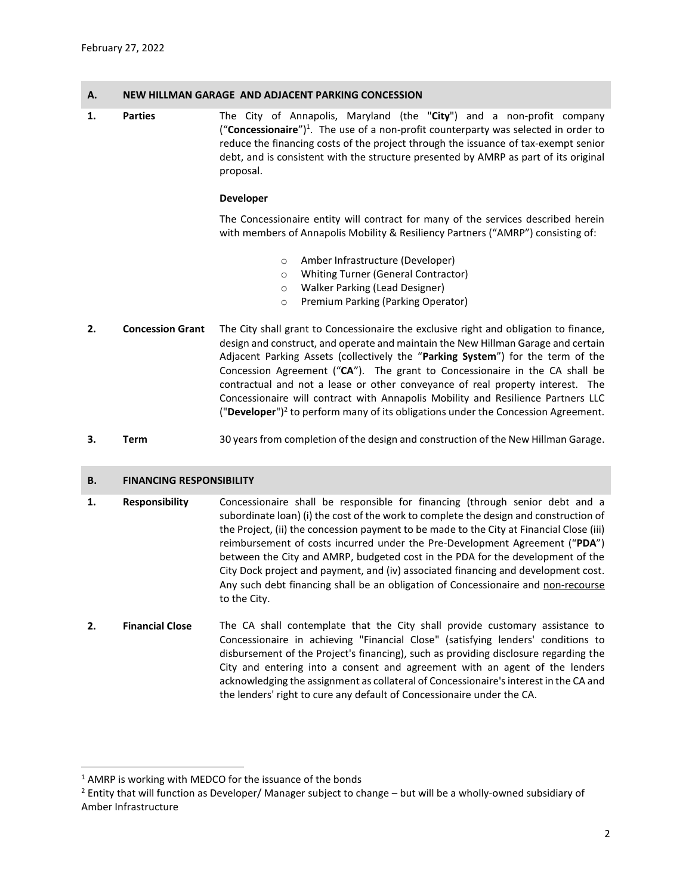February 27, 2022

## A. NEW HILLMAN GARAGE AND ADJACENT PARKING CONCESSION

**1. Parties**

The City of Annapolis, Maryland (the "**City**") and a non-profit company ("**Concessionaire**")[1]. The use of a non-profit counterparty was selected in order to reduce the financing costs of the project through the issuance of tax-exempt senior debt, and is consistent with the structure presented by AMRP as part of its original proposal.

**Developer**

The Concessionaire entity will contract for many of the services described herein with members of Annapolis Mobility & Resiliency Partners ("AMRP") consisting of:

- Amber Infrastructure (Developer)
- Whiting Turner (General Contractor)
- Walker Parking (Lead Designer)
- Premium Parking (Parking Operator)

**2. Concession Grant**

The City shall grant to Concessionaire the exclusive right and obligation to finance, design and construct, and operate and maintain the New Hillman Garage and certain Adjacent Parking Assets (collectively the "**Parking System**") for the term of the Concession Agreement ("**CA**"). The grant to Concessionaire in the CA shall be contractual and not a lease or other conveyance of real property interest. The Concessionaire will contract with Annapolis Mobility and Resilience Partners LLC ("**Developer**")[2] to perform many of its obligations under the Concession Agreement.

**3. Term**

30 years from completion of the design and construction of the New Hillman Garage.

## B. FINANCING RESPONSIBILITY

**1. Responsibility**

Concessionaire shall be responsible for financing (through senior debt and a subordinate loan) (i) the cost of the work to complete the design and construction of the Project, (ii) the concession payment to be made to the City at Financial Close (iii) reimbursement of costs incurred under the Pre-Development Agreement ("**PDA**") between the City and AMRP, budgeted cost in the PDA for the development of the City Dock project and payment, and (iv) associated financing and development cost. Any such debt financing shall be an obligation of Concessionaire and non-recourse to the City.

**2. Financial Close**

The CA shall contemplate that the City shall provide customary assistance to Concessionaire in achieving "Financial Close" (satisfying lenders' conditions to disbursement of the Project's financing), such as providing disclosure regarding the City and entering into a consent and agreement with an agent of the lenders acknowledging the assignment as collateral of Concessionaire's interest in the CA and the lenders' right to cure any default of Concessionaire under the CA.

---

[1] AMRP is working with MEDCO for the issuance of the bonds

[2] Entity that will function as Developer/ Manager subject to change – but will be a wholly-owned subsidiary of Amber Infrastructure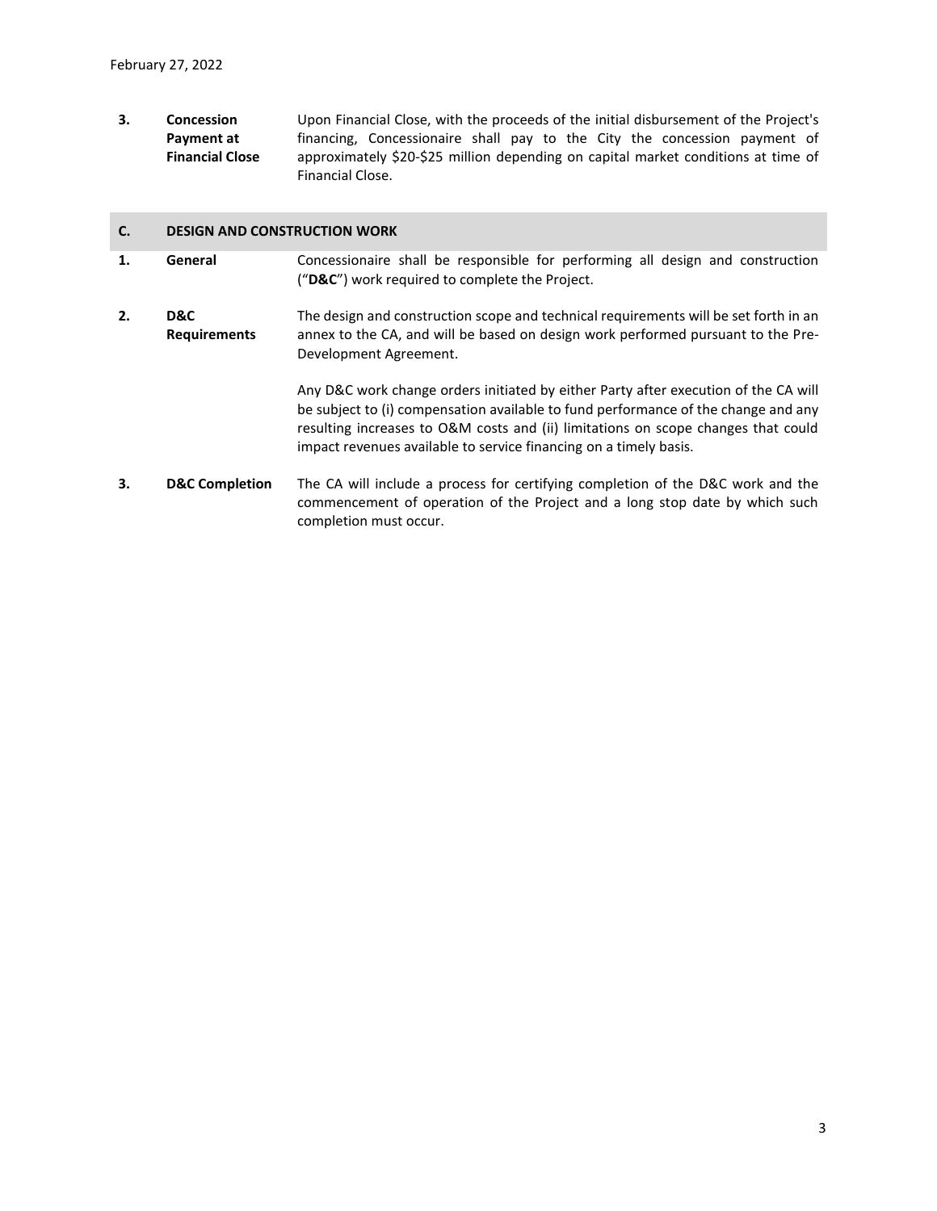February 27, 2022

| | | |
|---|---|---|
| **3.** | **Concession Payment at Financial Close** | Upon Financial Close, with the proceeds of the initial disbursement of the Project's financing, Concessionaire shall pay to the City the concession payment of approximately $20-$25 million depending on capital market conditions at time of Financial Close. |

## C. DESIGN AND CONSTRUCTION WORK

| | | |
|---|---|---|
| **1.** | **General** | Concessionaire shall be responsible for performing all design and construction ("**D&C**") work required to complete the Project. |
| **2.** | **D&C Requirements** | The design and construction scope and technical requirements will be set forth in an annex to the CA, and will be based on design work performed pursuant to the Pre-Development Agreement.<br><br>Any D&C work change orders initiated by either Party after execution of the CA will be subject to (i) compensation available to fund performance of the change and any resulting increases to O&M costs and (ii) limitations on scope changes that could impact revenues available to service financing on a timely basis. |
| **3.** | **D&C Completion** | The CA will include a process for certifying completion of the D&C work and the commencement of operation of the Project and a long stop date by which such completion must occur. |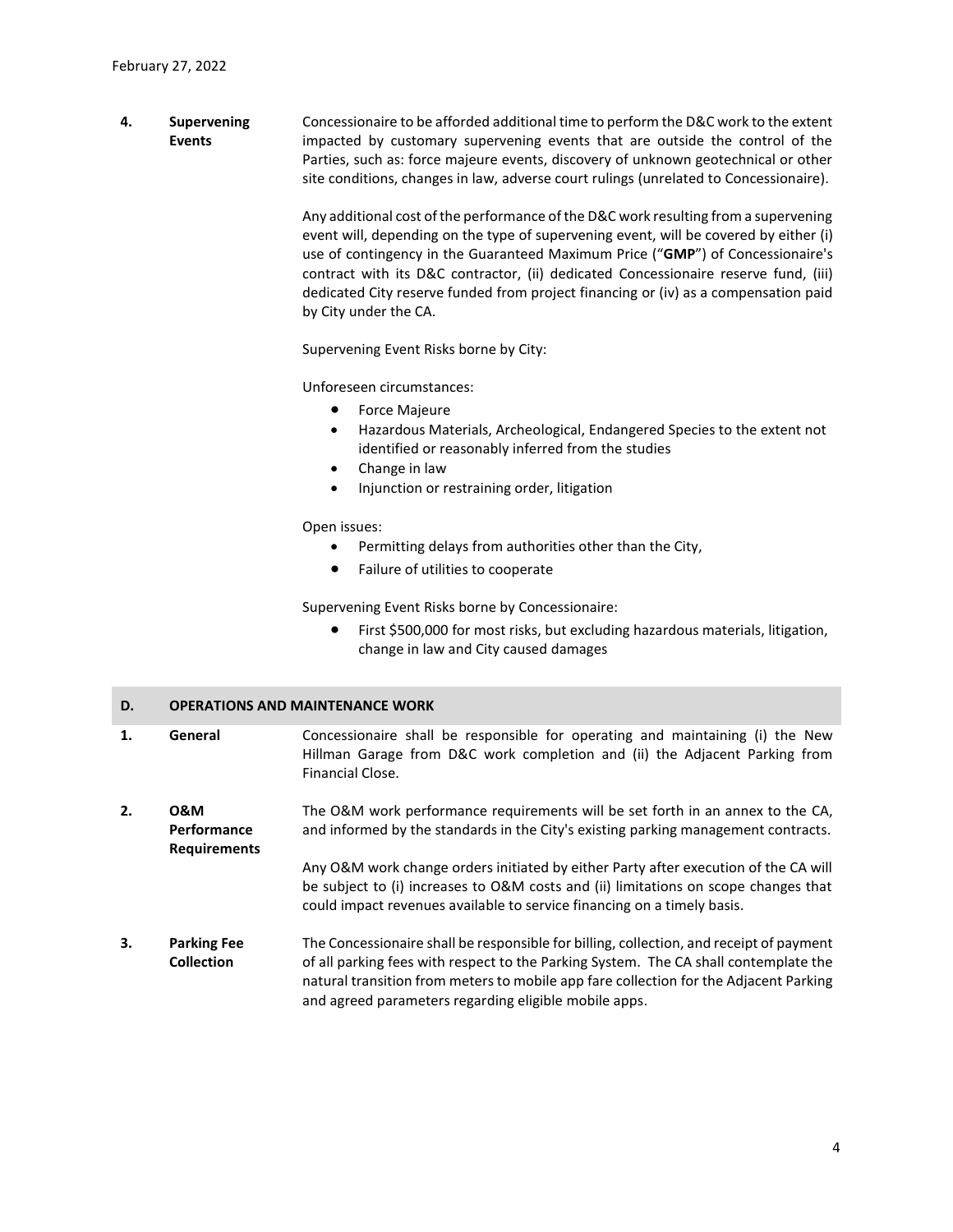February 27, 2022

**4. Supervening Events**

Concessionaire to be afforded additional time to perform the D&C work to the extent impacted by customary supervening events that are outside the control of the Parties, such as: force majeure events, discovery of unknown geotechnical or other site conditions, changes in law, adverse court rulings (unrelated to Concessionaire).

Any additional cost of the performance of the D&C work resulting from a supervening event will, depending on the type of supervening event, will be covered by either (i) use of contingency in the Guaranteed Maximum Price ("**GMP**") of Concessionaire's contract with its D&C contractor, (ii) dedicated Concessionaire reserve fund, (iii) dedicated City reserve funded from project financing or (iv) as a compensation paid by City under the CA.

Supervening Event Risks borne by City:

Unforeseen circumstances:

- Force Majeure
- Hazardous Materials, Archeological, Endangered Species to the extent not identified or reasonably inferred from the studies
- Change in law
- Injunction or restraining order, litigation

Open issues:

- Permitting delays from authorities other than the City,
- Failure of utilities to cooperate

Supervening Event Risks borne by Concessionaire:

- First $500,000 for most risks, but excluding hazardous materials, litigation, change in law and City caused damages

## D. OPERATIONS AND MAINTENANCE WORK

**1. General**

Concessionaire shall be responsible for operating and maintaining (i) the New Hillman Garage from D&C work completion and (ii) the Adjacent Parking from Financial Close.

**2. O&M Performance Requirements**

The O&M work performance requirements will be set forth in an annex to the CA, and informed by the standards in the City's existing parking management contracts.

Any O&M work change orders initiated by either Party after execution of the CA will be subject to (i) increases to O&M costs and (ii) limitations on scope changes that could impact revenues available to service financing on a timely basis.

**3. Parking Fee Collection**

The Concessionaire shall be responsible for billing, collection, and receipt of payment of all parking fees with respect to the Parking System. The CA shall contemplate the natural transition from meters to mobile app fare collection for the Adjacent Parking and agreed parameters regarding eligible mobile apps.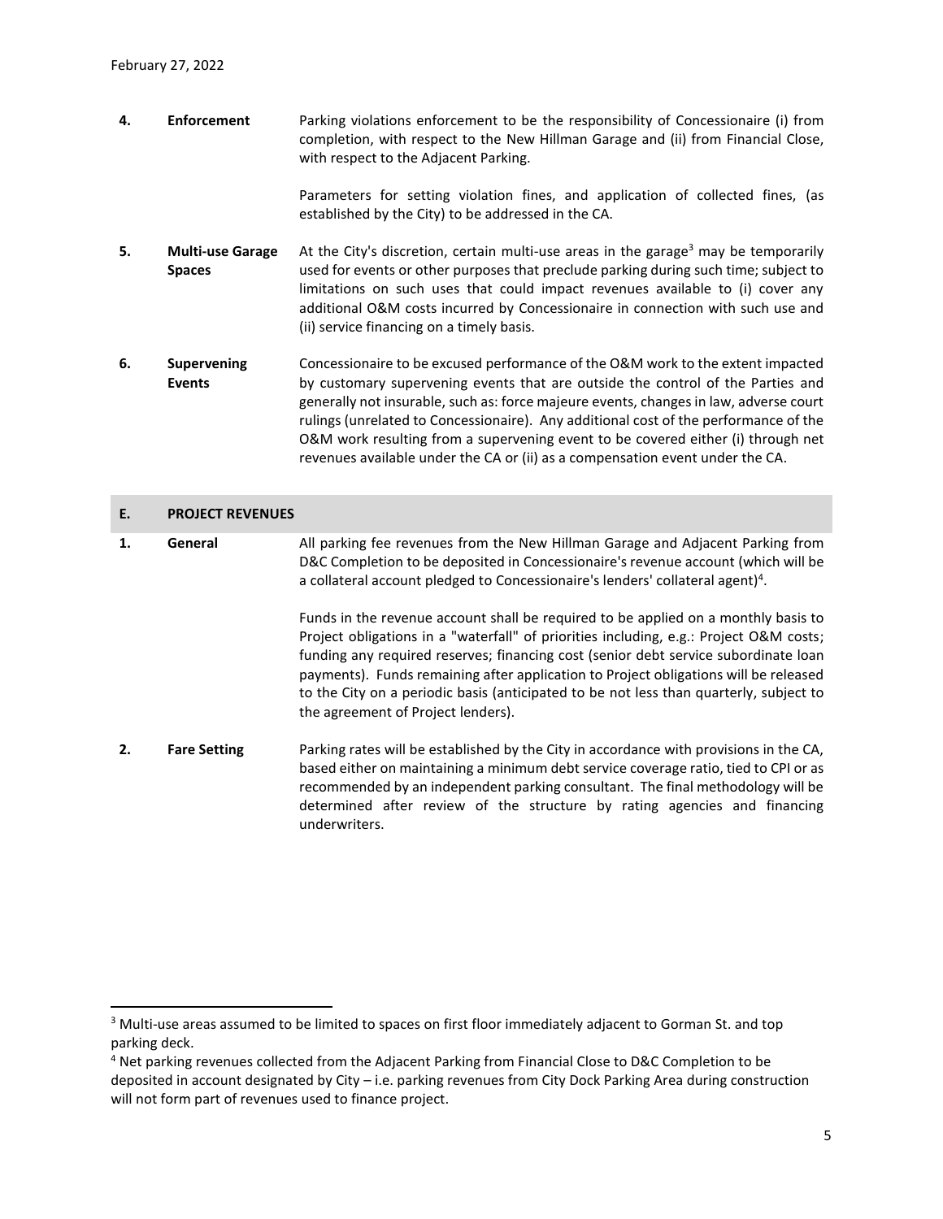**4. Enforcement**

Parking violations enforcement to be the responsibility of Concessionaire (i) from completion, with respect to the New Hillman Garage and (ii) from Financial Close, with respect to the Adjacent Parking.

Parameters for setting violation fines, and application of collected fines, (as established by the City) to be addressed in the CA.

**5. Multi-use Garage Spaces**

At the City's discretion, certain multi-use areas in the garage[3] may be temporarily used for events or other purposes that preclude parking during such time; subject to limitations on such uses that could impact revenues available to (i) cover any additional O&M costs incurred by Concessionaire in connection with such use and (ii) service financing on a timely basis.

**6. Supervening Events**

Concessionaire to be excused performance of the O&M work to the extent impacted by customary supervening events that are outside the control of the Parties and generally not insurable, such as: force majeure events, changes in law, adverse court rulings (unrelated to Concessionaire). Any additional cost of the performance of the O&M work resulting from a supervening event to be covered either (i) through net revenues available under the CA or (ii) as a compensation event under the CA.

## E. PROJECT REVENUES

**1. General**

All parking fee revenues from the New Hillman Garage and Adjacent Parking from D&C Completion to be deposited in Concessionaire's revenue account (which will be a collateral account pledged to Concessionaire's lenders' collateral agent)[4].

Funds in the revenue account shall be required to be applied on a monthly basis to Project obligations in a "waterfall" of priorities including, e.g.: Project O&M costs; funding any required reserves; financing cost (senior debt service subordinate loan payments). Funds remaining after application to Project obligations will be released to the City on a periodic basis (anticipated to be not less than quarterly, subject to the agreement of Project lenders).

**2. Fare Setting**

Parking rates will be established by the City in accordance with provisions in the CA, based either on maintaining a minimum debt service coverage ratio, tied to CPI or as recommended by an independent parking consultant. The final methodology will be determined after review of the structure by rating agencies and financing underwriters.

---

[3] Multi-use areas assumed to be limited to spaces on first floor immediately adjacent to Gorman St. and top parking deck.

[4] Net parking revenues collected from the Adjacent Parking from Financial Close to D&C Completion to be deposited in account designated by City – i.e. parking revenues from City Dock Parking Area during construction will not form part of revenues used to finance project.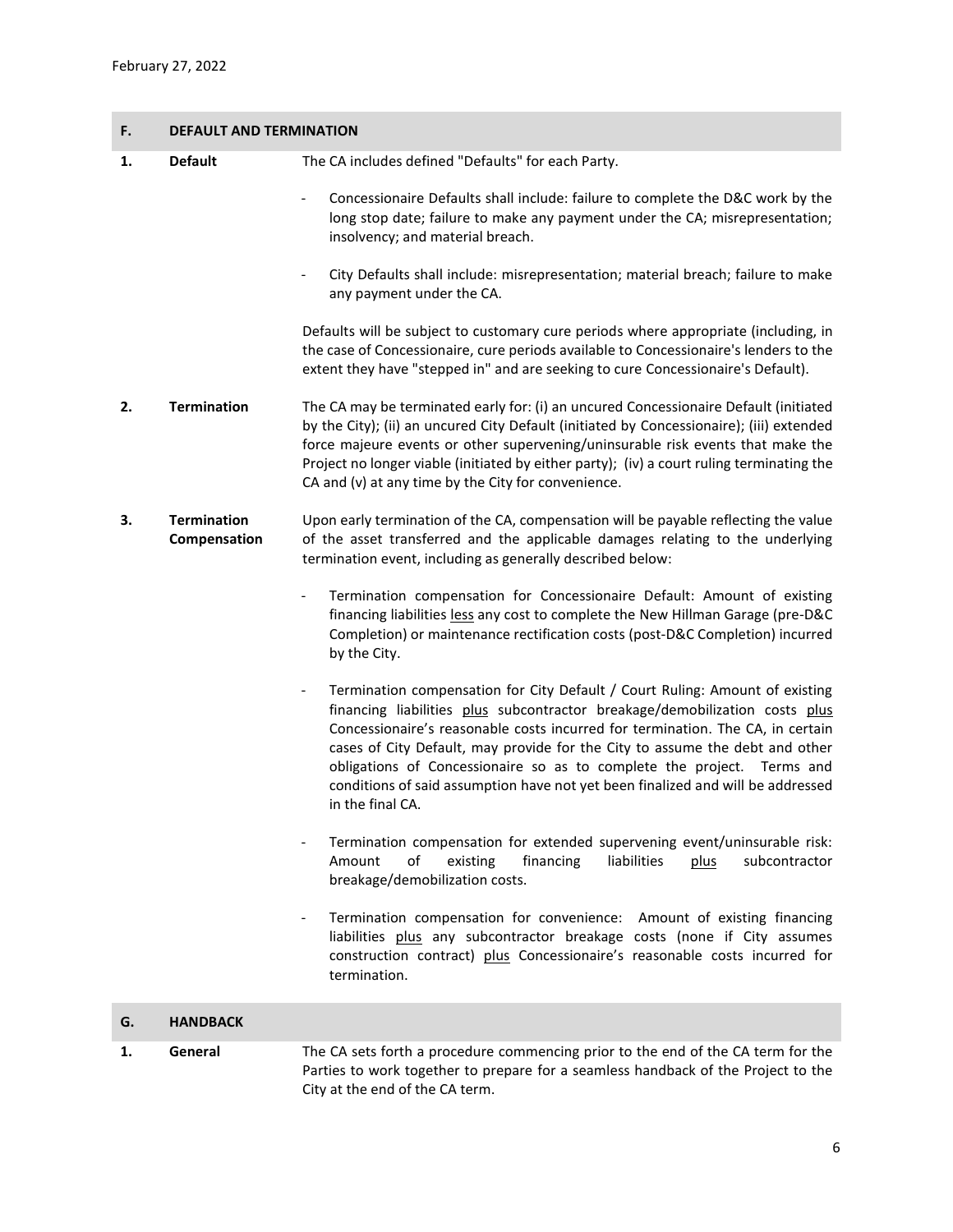February 27, 2022

## F. DEFAULT AND TERMINATION

**1. Default**

The CA includes defined "Defaults" for each Party.

- Concessionaire Defaults shall include: failure to complete the D&C work by the long stop date; failure to make any payment under the CA; misrepresentation; insolvency; and material breach.
- City Defaults shall include: misrepresentation; material breach; failure to make any payment under the CA.

Defaults will be subject to customary cure periods where appropriate (including, in the case of Concessionaire, cure periods available to Concessionaire's lenders to the extent they have "stepped in" and are seeking to cure Concessionaire's Default).

**2. Termination**

The CA may be terminated early for: (i) an uncured Concessionaire Default (initiated by the City); (ii) an uncured City Default (initiated by Concessionaire); (iii) extended force majeure events or other supervening/uninsurable risk events that make the Project no longer viable (initiated by either party); (iv) a court ruling terminating the CA and (v) at any time by the City for convenience.

**3. Termination Compensation**

Upon early termination of the CA, compensation will be payable reflecting the value of the asset transferred and the applicable damages relating to the underlying termination event, including as generally described below:

- Termination compensation for Concessionaire Default: Amount of existing financing liabilities <u>less</u> any cost to complete the New Hillman Garage (pre-D&C Completion) or maintenance rectification costs (post-D&C Completion) incurred by the City.
- Termination compensation for City Default / Court Ruling: Amount of existing financing liabilities <u>plus</u> subcontractor breakage/demobilization costs <u>plus</u> Concessionaire's reasonable costs incurred for termination. The CA, in certain cases of City Default, may provide for the City to assume the debt and other obligations of Concessionaire so as to complete the project. Terms and conditions of said assumption have not yet been finalized and will be addressed in the final CA.
- Termination compensation for extended supervening event/uninsurable risk: Amount of existing financing liabilities <u>plus</u> subcontractor breakage/demobilization costs.
- Termination compensation for convenience: Amount of existing financing liabilities <u>plus</u> any subcontractor breakage costs (none if City assumes construction contract) <u>plus</u> Concessionaire's reasonable costs incurred for termination.

## G. HANDBACK

**1. General**

The CA sets forth a procedure commencing prior to the end of the CA term for the Parties to work together to prepare for a seamless handback of the Project to the City at the end of the CA term.